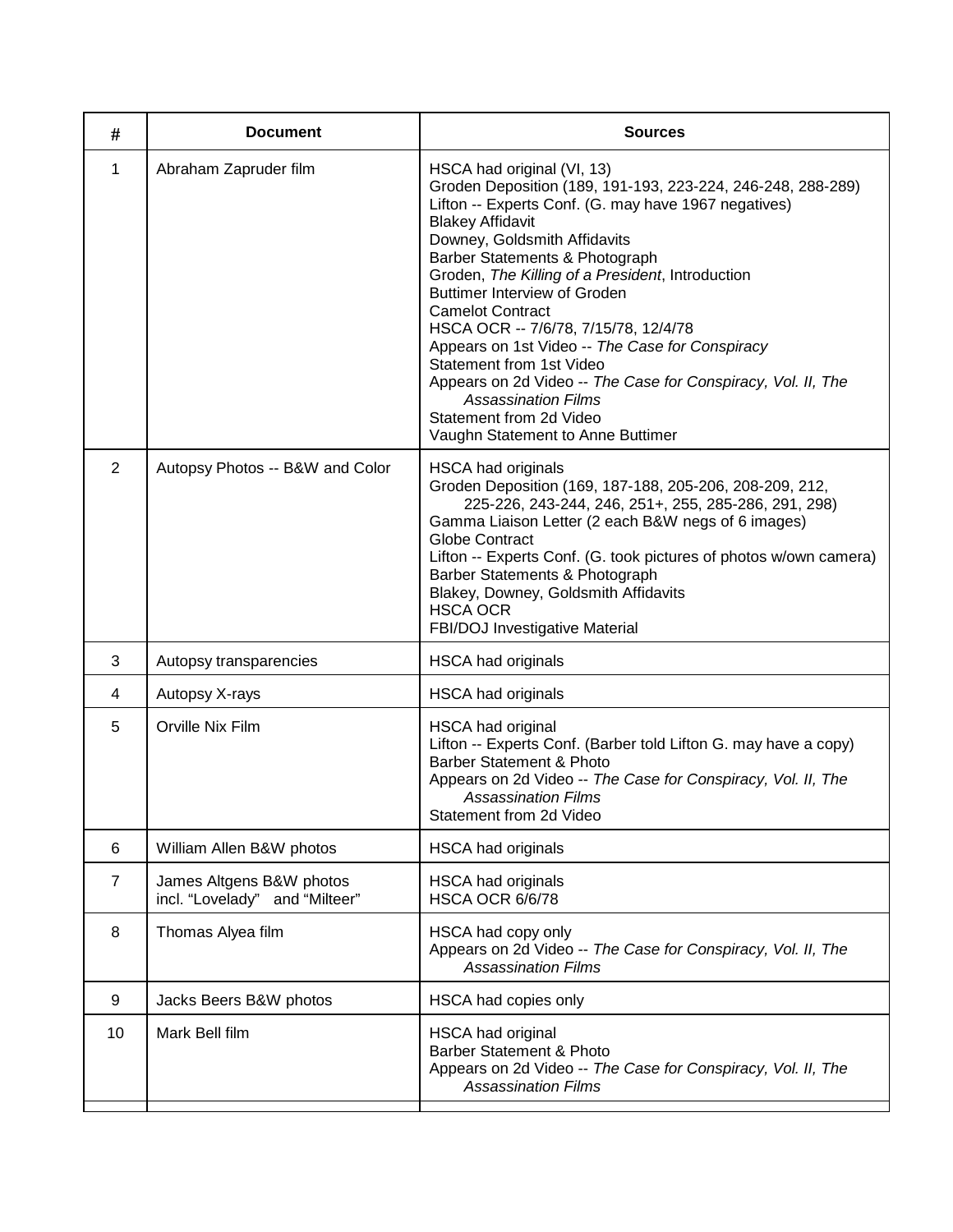| # | Document | Sources |
|---|---|---|
| 1 | Abraham Zapruder film | HSCA had original (VI, 13)<br>Groden Deposition (189, 191-193, 223-224, 246-248, 288-289)<br>Lifton -- Experts Conf. (G. may have 1967 negatives)<br>Blakey Affidavit<br>Downey, Goldsmith Affidavits<br>Barber Statements & Photograph<br>Groden, *The Killing of a President*, Introduction<br>Buttimer Interview of Groden<br>Camelot Contract<br>HSCA OCR -- 7/6/78, 7/15/78, 12/4/78<br>Appears on 1st Video -- *The Case for Conspiracy*<br>Statement from 1st Video<br>Appears on 2d Video -- *The Case for Conspiracy, Vol. II, The Assassination Films*<br>Statement from 2d Video<br>Vaughn Statement to Anne Buttimer |
| 2 | Autopsy Photos -- B&W and Color | HSCA had originals<br>Groden Deposition (169, 187-188, 205-206, 208-209, 212, 225-226, 243-244, 246, 251+, 255, 285-286, 291, 298)<br>Gamma Liaison Letter (2 each B&W negs of 6 images)<br>Globe Contract<br>Lifton -- Experts Conf. (G. took pictures of photos w/own camera)<br>Barber Statements & Photograph<br>Blakey, Downey, Goldsmith Affidavits<br>HSCA OCR<br>FBI/DOJ Investigative Material |
| 3 | Autopsy transparencies | HSCA had originals |
| 4 | Autopsy X-rays | HSCA had originals |
| 5 | Orville Nix Film | HSCA had original<br>Lifton -- Experts Conf. (Barber told Lifton G. may have a copy)<br>Barber Statement & Photo<br>Appears on 2d Video -- *The Case for Conspiracy, Vol. II, The Assassination Films*<br>Statement from 2d Video |
| 6 | William Allen B&W photos | HSCA had originals |
| 7 | James Altgens B&W photos incl. "Lovelady" and "Milteer" | HSCA had originals<br>HSCA OCR 6/6/78 |
| 8 | Thomas Alyea film | HSCA had copy only<br>Appears on 2d Video -- *The Case for Conspiracy, Vol. II, The Assassination Films* |
| 9 | Jacks Beers B&W photos | HSCA had copies only |
| 10 | Mark Bell film | HSCA had original<br>Barber Statement & Photo<br>Appears on 2d Video -- *The Case for Conspiracy, Vol. II, The Assassination Films* |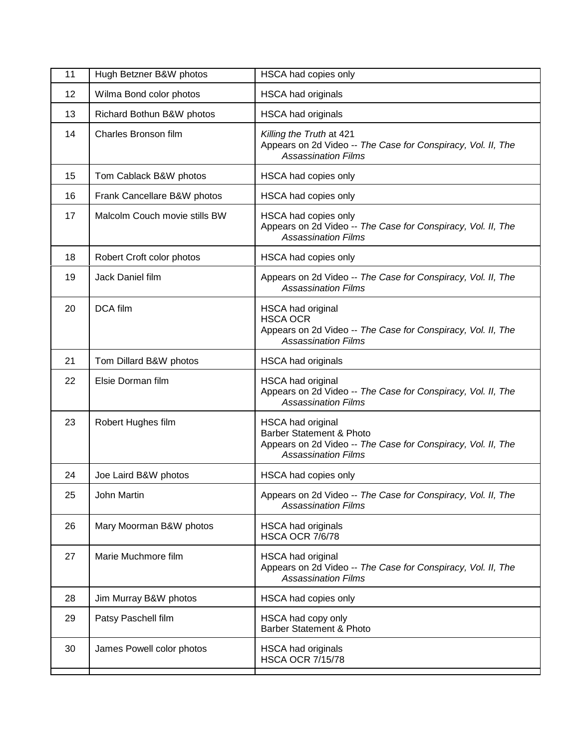| 11 | Hugh Betzner B&W photos | HSCA had copies only |
|---|---|---|
| 12 | Wilma Bond color photos | HSCA had originals |
| 13 | Richard Bothun B&W photos | HSCA had originals |
| 14 | Charles Bronson film | *Killing the Truth* at 421<br>Appears on 2d Video -- *The Case for Conspiracy, Vol. II, The Assassination Films* |
| 15 | Tom Cablack B&W photos | HSCA had copies only |
| 16 | Frank Cancellare B&W photos | HSCA had copies only |
| 17 | Malcolm Couch movie stills BW | HSCA had copies only<br>Appears on 2d Video -- *The Case for Conspiracy, Vol. II, The Assassination Films* |
| 18 | Robert Croft color photos | HSCA had copies only |
| 19 | Jack Daniel film | Appears on 2d Video -- *The Case for Conspiracy, Vol. II, The Assassination Films* |
| 20 | DCA film | HSCA had original<br>HSCA OCR<br>Appears on 2d Video -- *The Case for Conspiracy, Vol. II, The Assassination Films* |
| 21 | Tom Dillard B&W photos | HSCA had originals |
| 22 | Elsie Dorman film | HSCA had original<br>Appears on 2d Video -- *The Case for Conspiracy, Vol. II, The Assassination Films* |
| 23 | Robert Hughes film | HSCA had original<br>Barber Statement & Photo<br>Appears on 2d Video -- *The Case for Conspiracy, Vol. II, The Assassination Films* |
| 24 | Joe Laird B&W photos | HSCA had copies only |
| 25 | John Martin | Appears on 2d Video -- *The Case for Conspiracy, Vol. II, The Assassination Films* |
| 26 | Mary Moorman B&W photos | HSCA had originals<br>HSCA OCR 7/6/78 |
| 27 | Marie Muchmore film | HSCA had original<br>Appears on 2d Video -- *The Case for Conspiracy, Vol. II, The Assassination Films* |
| 28 | Jim Murray B&W photos | HSCA had copies only |
| 29 | Patsy Paschell film | HSCA had copy only<br>Barber Statement & Photo |
| 30 | James Powell color photos | HSCA had originals<br>HSCA OCR 7/15/78 |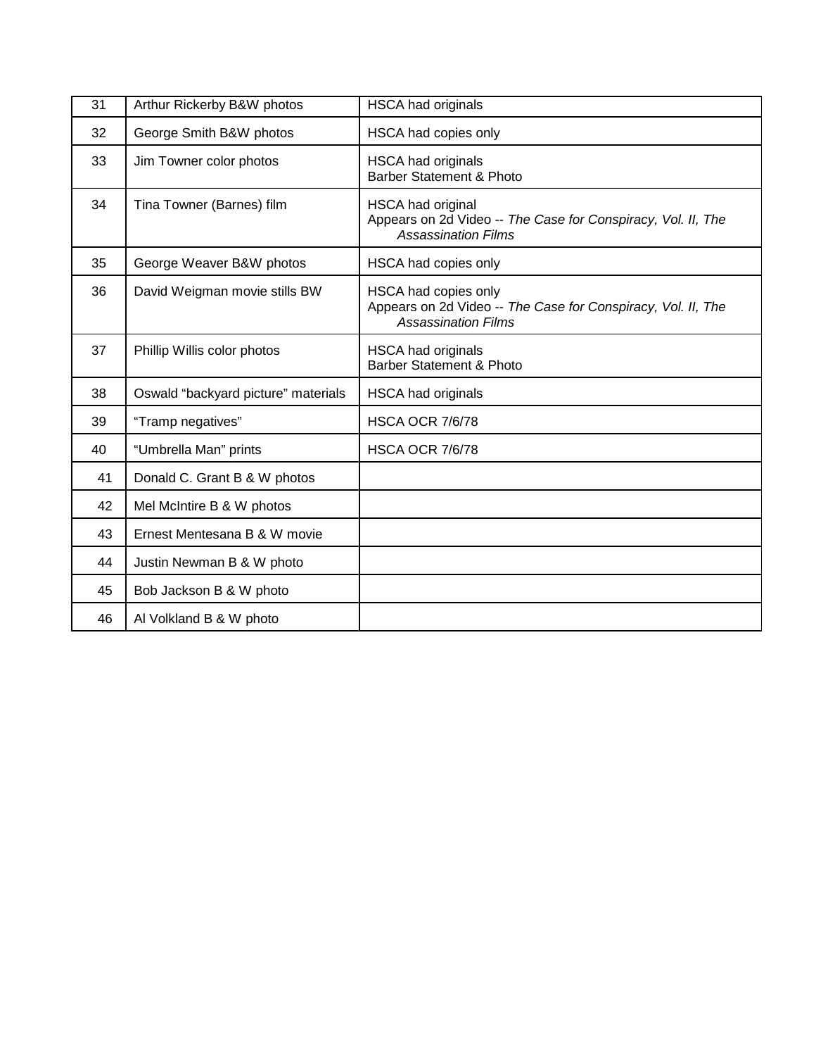| | | |
|---|---|---|
| 31 | Arthur Rickerby B&W photos | HSCA had originals |
| 32 | George Smith B&W photos | HSCA had copies only |
| 33 | Jim Towner color photos | HSCA had originals<br>Barber Statement & Photo |
| 34 | Tina Towner (Barnes) film | HSCA had original<br>Appears on 2d Video -- *The Case for Conspiracy, Vol. II, The Assassination Films* |
| 35 | George Weaver B&W photos | HSCA had copies only |
| 36 | David Weigman movie stills BW | HSCA had copies only<br>Appears on 2d Video -- *The Case for Conspiracy, Vol. II, The Assassination Films* |
| 37 | Phillip Willis color photos | HSCA had originals<br>Barber Statement & Photo |
| 38 | Oswald "backyard picture" materials | HSCA had originals |
| 39 | "Tramp negatives" | HSCA OCR 7/6/78 |
| 40 | "Umbrella Man" prints | HSCA OCR 7/6/78 |
| 41 | Donald C. Grant B & W photos | |
| 42 | Mel McIntire B & W photos | |
| 43 | Ernest Mentesana B & W movie | |
| 44 | Justin Newman B & W photo | |
| 45 | Bob Jackson B & W photo | |
| 46 | Al Volkland B & W photo | |